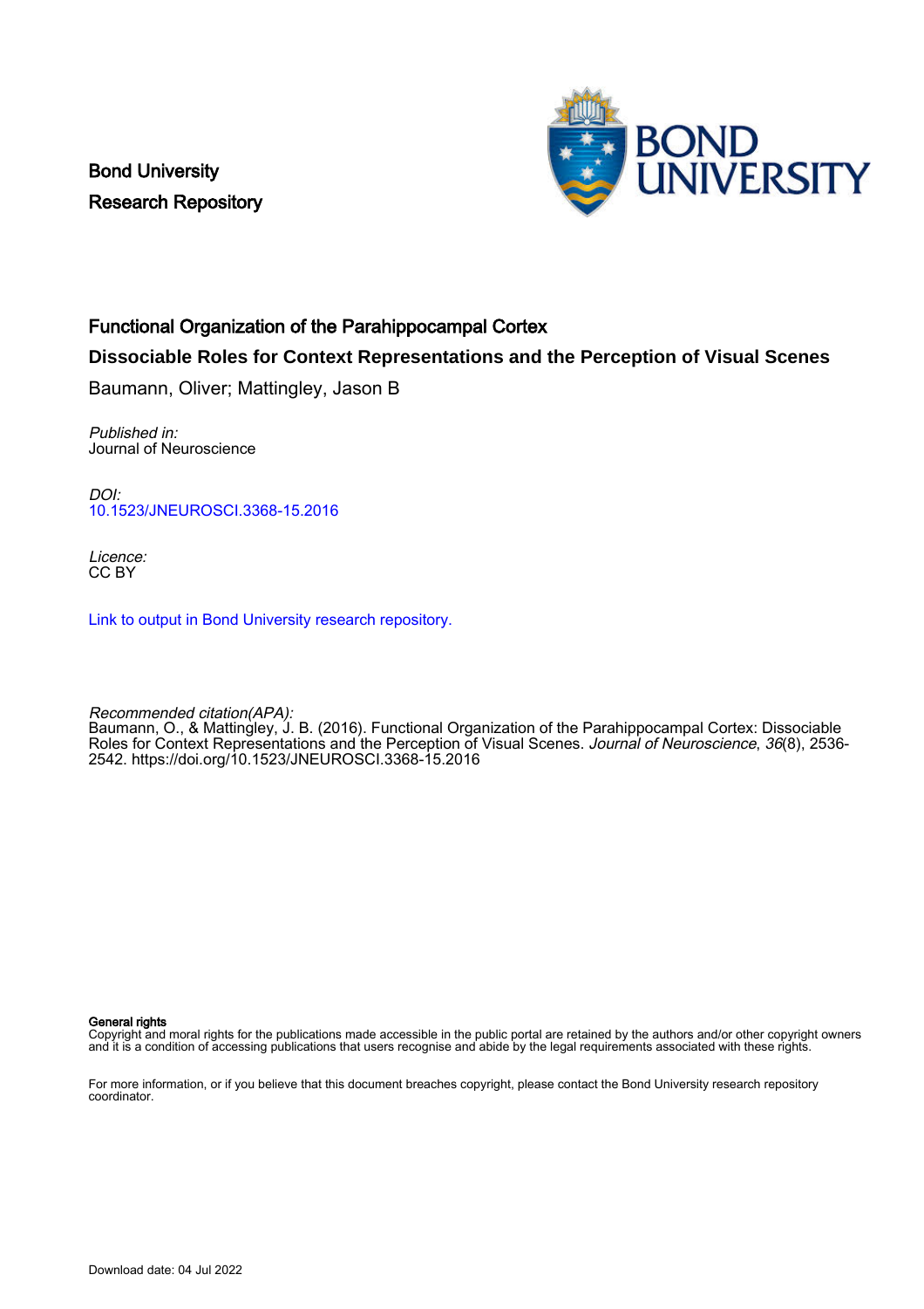Bond University
Research Repository

# Functional Organization of the Parahippocampal Cortex

## Dissociable Roles for Context Representations and the Perception of Visual Scenes

Baumann, Oliver; Mattingley, Jason B

*Published in:*
Journal of Neuroscience

*DOI:*
10.1523/JNEUROSCI.3368-15.2016

*Licence:*
CC BY

Link to output in Bond University research repository.

*Recommended citation(APA):*
Baumann, O., & Mattingley, J. B. (2016). Functional Organization of the Parahippocampal Cortex: Dissociable Roles for Context Representations and the Perception of Visual Scenes. *Journal of Neuroscience*, *36*(8), 2536-2542. https://doi.org/10.1523/JNEUROSCI.3368-15.2016

**General rights**
Copyright and moral rights for the publications made accessible in the public portal are retained by the authors and/or other copyright owners and it is a condition of accessing publications that users recognise and abide by the legal requirements associated with these rights.

For more information, or if you believe that this document breaches copyright, please contact the Bond University research repository coordinator.

Download date: 04 Jul 2022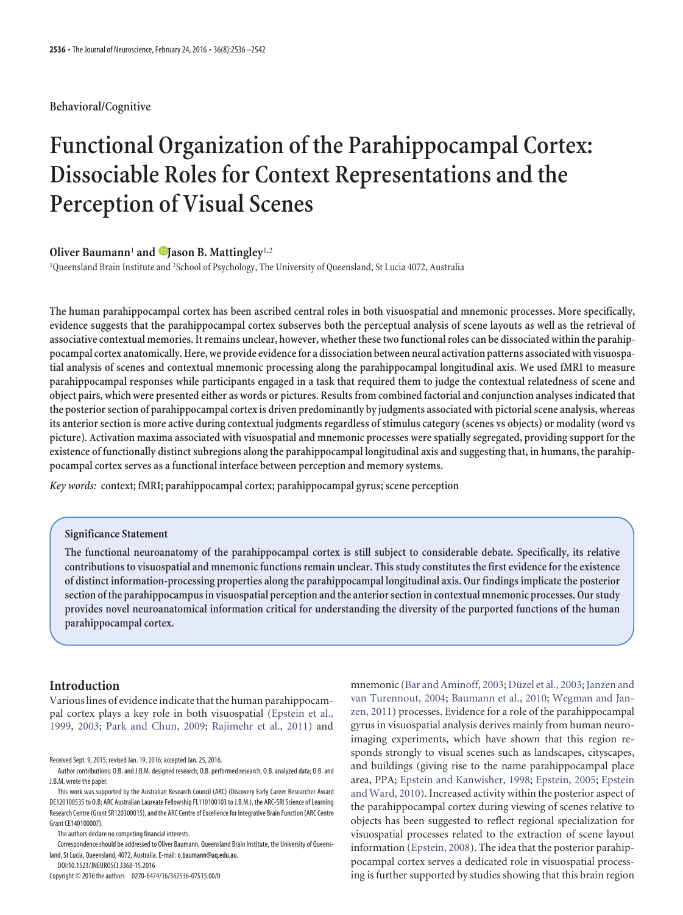Behavioral/Cognitive

# Functional Organization of the Parahippocampal Cortex: Dissociable Roles for Context Representations and the Perception of Visual Scenes

**Oliver Baumann**[1] **and Jason B. Mattingley**[1,2]

[1]Queensland Brain Institute and [2]School of Psychology, The University of Queensland, St Lucia 4072, Australia

**The human parahippocampal cortex has been ascribed central roles in both visuospatial and mnemonic processes. More specifically, evidence suggests that the parahippocampal cortex subserves both the perceptual analysis of scene layouts as well as the retrieval of associative contextual memories. It remains unclear, however, whether these two functional roles can be dissociated within the parahippocampal cortex anatomically. Here, we provide evidence for a dissociation between neural activation patterns associated with visuospatial analysis of scenes and contextual mnemonic processing along the parahippocampal longitudinal axis. We used fMRI to measure parahippocampal responses while participants engaged in a task that required them to judge the contextual relatedness of scene and object pairs, which were presented either as words or pictures. Results from combined factorial and conjunction analyses indicated that the posterior section of parahippocampal cortex is driven predominantly by judgments associated with pictorial scene analysis, whereas its anterior section is more active during contextual judgments regardless of stimulus category (scenes vs objects) or modality (word vs picture). Activation maxima associated with visuospatial and mnemonic processes were spatially segregated, providing support for the existence of functionally distinct subregions along the parahippocampal longitudinal axis and suggesting that, in humans, the parahippocampal cortex serves as a functional interface between perception and memory systems.**

*Key words:* context; fMRI; parahippocampal cortex; parahippocampal gyrus; scene perception

**Significance Statement**

**The functional neuroanatomy of the parahippocampal cortex is still subject to considerable debate. Specifically, its relative contributions to visuospatial and mnemonic functions remain unclear. This study constitutes the first evidence for the existence of distinct information-processing properties along the parahippocampal longitudinal axis. Our findings implicate the posterior section of the parahippocampus in visuospatial perception and the anterior section in contextual mnemonic processes. Our study provides novel neuroanatomical information critical for understanding the diversity of the purported functions of the human parahippocampal cortex.**

## Introduction

Various lines of evidence indicate that the human parahippocampal cortex plays a key role in both visuospatial (Epstein et al., 1999, 2003; Park and Chun, 2009; Rajimehr et al., 2011) and mnemonic (Bar and Aminoff, 2003; Düzel et al., 2003; Janzen and van Turennout, 2004; Baumann et al., 2010; Wegman and Janzen, 2011) processes. Evidence for a role of the parahippocampal gyrus in visuospatial analysis derives mainly from human neuroimaging experiments, which have shown that this region responds strongly to visual scenes such as landscapes, cityscapes, and buildings (giving rise to the name parahippocampal place area, PPA; Epstein and Kanwisher, 1998; Epstein, 2005; Epstein and Ward, 2010). Increased activity within the posterior aspect of the parahippocampal cortex during viewing of scenes relative to objects has been suggested to reflect regional specialization for visuospatial processes related to the extraction of scene layout information (Epstein, 2008). The idea that the posterior parahippocampal cortex serves a dedicated role in visuospatial processing is further supported by studies showing that this brain region

Received Sept. 9, 2015; revised Jan. 19, 2016; accepted Jan. 25, 2016.

Author contributions: O.B. and J.B.M. designed research; O.B. performed research; O.B. analyzed data; O.B. and J.B.M. wrote the paper.

This work was supported by the Australian Research Council (ARC) (Discovery Early Career Researcher Award DE120100535 to O.B.; ARC Australian Laureate Fellowship FL110100103 to J.B.M.), the ARC-SRI Science of Learning Research Centre (Grant SR120300015), and the ARC Centre of Excellence for Integrative Brain Function (ARC Centre Grant CE140100007).

The authors declare no competing financial interests.

Correspondence should be addressed to Oliver Baumann, Queensland Brain Institute, the University of Queensland, St Lucia, Queensland, 4072, Australia. E-mail: o.baumann@uq.edu.au.

DOI:10.1523/JNEUROSCI.3368-15.2016

Copyright © 2016 the authors 0270-6474/16/362536-07$15.00/0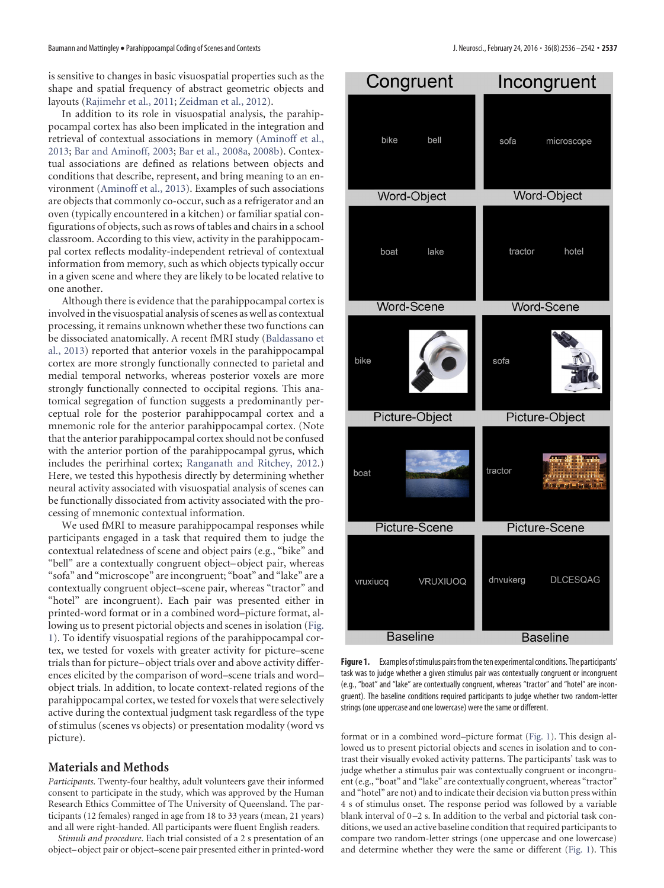is sensitive to changes in basic visuospatial properties such as the shape and spatial frequency of abstract geometric objects and layouts (Rajimehr et al., 2011; Zeidman et al., 2012).

In addition to its role in visuospatial analysis, the parahippocampal cortex has also been implicated in the integration and retrieval of contextual associations in memory (Aminoff et al., 2013; Bar and Aminoff, 2003; Bar et al., 2008a, 2008b). Contextual associations are defined as relations between objects and conditions that describe, represent, and bring meaning to an environment (Aminoff et al., 2013). Examples of such associations are objects that commonly co-occur, such as a refrigerator and an oven (typically encountered in a kitchen) or familiar spatial configurations of objects, such as rows of tables and chairs in a school classroom. According to this view, activity in the parahippocampal cortex reflects modality-independent retrieval of contextual information from memory, such as which objects typically occur in a given scene and where they are likely to be located relative to one another.

Although there is evidence that the parahippocampal cortex is involved in the visuospatial analysis of scenes as well as contextual processing, it remains unknown whether these two functions can be dissociated anatomically. A recent fMRI study (Baldassano et al., 2013) reported that anterior voxels in the parahippocampal cortex are more strongly functionally connected to parietal and medial temporal networks, whereas posterior voxels are more strongly functionally connected to occipital regions. This anatomical segregation of function suggests a predominantly perceptual role for the posterior parahippocampal cortex and a mnemonic role for the anterior parahippocampal cortex. (Note that the anterior parahippocampal cortex should not be confused with the anterior portion of the parahippocampal gyrus, which includes the perirhinal cortex; Ranganath and Ritchey, 2012.) Here, we tested this hypothesis directly by determining whether neural activity associated with visuospatial analysis of scenes can be functionally dissociated from activity associated with the processing of mnemonic contextual information.

We used fMRI to measure parahippocampal responses while participants engaged in a task that required them to judge the contextual relatedness of scene and object pairs (e.g., "bike" and "bell" are a contextually congruent object–object pair, whereas "sofa" and "microscope" are incongruent; "boat" and "lake" are a contextually congruent object–scene pair, whereas "tractor" and "hotel" are incongruent). Each pair was presented either in printed-word format or in a combined word–picture format, allowing us to present pictorial objects and scenes in isolation (Fig. 1). To identify visuospatial regions of the parahippocampal cortex, we tested for voxels with greater activity for picture–scene trials than for picture–object trials over and above activity differences elicited by the comparison of word–scene trials and word–object trials. In addition, to locate context-related regions of the parahippocampal cortex, we tested for voxels that were selectively active during the contextual judgment task regardless of the type of stimulus (scenes vs objects) or presentation modality (word vs picture).

## Materials and Methods

*Participants.* Twenty-four healthy, adult volunteers gave their informed consent to participate in the study, which was approved by the Human Research Ethics Committee of The University of Queensland. The participants (12 females) ranged in age from 18 to 33 years (mean, 21 years) and all were right-handed. All participants were fluent English readers.

*Stimuli and procedure.* Each trial consisted of a 2 s presentation of an object–object pair or object–scene pair presented either in printed-word format or in a combined word–picture format (Fig. 1). This design allowed us to present pictorial objects and scenes in isolation and to contrast their visually evoked activity patterns. The participants' task was to judge whether a stimulus pair was contextually congruent or incongruent (e.g., "boat" and "lake" are contextually congruent, whereas "tractor" and "hotel" are not) and to indicate their decision via button press within 4 s of stimulus onset. The response period was followed by a variable blank interval of 0–2 s. In addition to the verbal and pictorial task conditions, we used an active baseline condition that required participants to compare two random-letter strings (one uppercase and one lowercase) and determine whether they were the same or different (Fig. 1). This

**Figure 1.** Examples of stimulus pairs from the ten experimental conditions. The participants' task was to judge whether a given stimulus pair was contextually congruent or incongruent (e.g., "boat" and "lake" are contextually congruent, whereas "tractor" and "hotel" are incongruent). The baseline conditions required participants to judge whether two random-letter strings (one uppercase and one lowercase) were the same or different.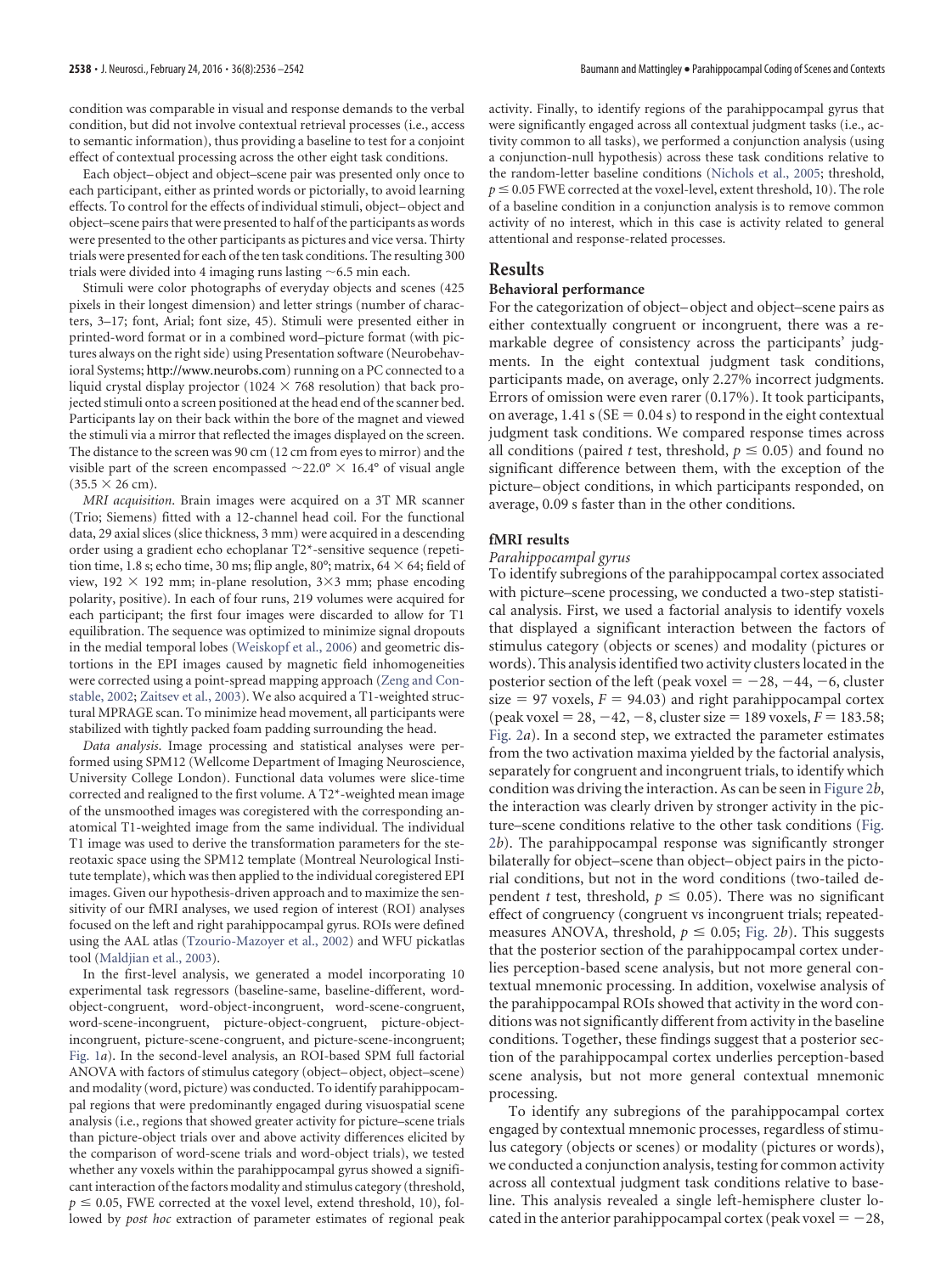condition was comparable in visual and response demands to the verbal condition, but did not involve contextual retrieval processes (i.e., access to semantic information), thus providing a baseline to test for a conjoint effect of contextual processing across the other eight task conditions.

Each object–object and object–scene pair was presented only once to each participant, either as printed words or pictorially, to avoid learning effects. To control for the effects of individual stimuli, object–object and object–scene pairs that were presented to half of the participants as words were presented to the other participants as pictures and vice versa. Thirty trials were presented for each of the ten task conditions. The resulting 300 trials were divided into 4 imaging runs lasting ~6.5 min each.

Stimuli were color photographs of everyday objects and scenes (425 pixels in their longest dimension) and letter strings (number of characters, 3–17; font, Arial; font size, 45). Stimuli were presented either in printed-word format or in a combined word–picture format (with pictures always on the right side) using Presentation software (Neurobehavioral Systems; http://www.neurobs.com) running on a PC connected to a liquid crystal display projector (1024 × 768 resolution) that back projected stimuli onto a screen positioned at the head end of the scanner bed. Participants lay on their back within the bore of the magnet and viewed the stimuli via a mirror that reflected the images displayed on the screen. The distance to the screen was 90 cm (12 cm from eyes to mirror) and the visible part of the screen encompassed ~22.0° × 16.4° of visual angle (35.5 × 26 cm).

*MRI acquisition.* Brain images were acquired on a 3T MR scanner (Trio; Siemens) fitted with a 12-channel head coil. For the functional data, 29 axial slices (slice thickness, 3 mm) were acquired in a descending order using a gradient echo echoplanar T2*-sensitive sequence (repetition time, 1.8 s; echo time, 30 ms; flip angle, 80°; matrix, 64 × 64; field of view, 192 × 192 mm; in-plane resolution, 3×3 mm; phase encoding polarity, positive). In each of four runs, 219 volumes were acquired for each participant; the first four images were discarded to allow for T1 equilibration. The sequence was optimized to minimize signal dropouts in the medial temporal lobes (Weiskopf et al., 2006) and geometric distortions in the EPI images caused by magnetic field inhomogeneities were corrected using a point-spread mapping approach (Zeng and Constable, 2002; Zaitsev et al., 2003). We also acquired a T1-weighted structural MPRAGE scan. To minimize head movement, all participants were stabilized with tightly packed foam padding surrounding the head.

*Data analysis.* Image processing and statistical analyses were performed using SPM12 (Wellcome Department of Imaging Neuroscience, University College London). Functional data volumes were slice-time corrected and realigned to the first volume. A T2*-weighted mean image of the unsmoothed images was coregistered with the corresponding anatomical T1-weighted image from the same individual. The individual T1 image was used to derive the transformation parameters for the stereotaxic space using the SPM12 template (Montreal Neurological Institute template), which was then applied to the individual coregistered EPI images. Given our hypothesis-driven approach and to maximize the sensitivity of our fMRI analyses, we used region of interest (ROI) analyses focused on the left and right parahippocampal gyrus. ROIs were defined using the AAL atlas (Tzourio-Mazoyer et al., 2002) and WFU pickatlas tool (Maldjian et al., 2003).

In the first-level analysis, we generated a model incorporating 10 experimental task regressors (baseline-same, baseline-different, word-object-congruent, word-object-incongruent, word-scene-congruent, word-scene-incongruent, picture-object-congruent, picture-object-incongruent, picture-scene-congruent, and picture-scene-incongruent; Fig. 1*a*). In the second-level analysis, an ROI-based SPM full factorial ANOVA with factors of stimulus category (object–object, object–scene) and modality (word, picture) was conducted. To identify parahippocampal regions that were predominantly engaged during visuospatial scene analysis (i.e., regions that showed greater activity for picture–scene trials than picture-object trials over and above activity differences elicited by the comparison of word-scene trials and word-object trials), we tested whether any voxels within the parahippocampal gyrus showed a significant interaction of the factors modality and stimulus category (threshold, $p \leq 0.05$, FWE corrected at the voxel level, extend threshold, 10), followed by *post hoc* extraction of parameter estimates of regional peak activity. Finally, to identify regions of the parahippocampal gyrus that were significantly engaged across all contextual judgment tasks (i.e., activity common to all tasks), we performed a conjunction analysis (using a conjunction-null hypothesis) across these task conditions relative to the random-letter baseline conditions (Nichols et al., 2005; threshold, $p \leq 0.05$ FWE corrected at the voxel-level, extent threshold, 10). The role of a baseline condition in a conjunction analysis is to remove common activity of no interest, which in this case is activity related to general attentional and response-related processes.

## Results

### Behavioral performance

For the categorization of object–object and object–scene pairs as either contextually congruent or incongruent, there was a remarkable degree of consistency across the participants' judgments. In the eight contextual judgment task conditions, participants made, on average, only 2.27% incorrect judgments. Errors of omission were even rarer (0.17%). It took participants, on average, 1.41 s (SE = 0.04 s) to respond in the eight contextual judgment task conditions. We compared response times across all conditions (paired *t* test, threshold, $p \leq 0.05$) and found no significant difference between them, with the exception of the picture–object conditions, in which participants responded, on average, 0.09 s faster than in the other conditions.

### fMRI results

#### *Parahippocampal gyrus*

To identify subregions of the parahippocampal cortex associated with picture–scene processing, we conducted a two-step statistical analysis. First, we used a factorial analysis to identify voxels that displayed a significant interaction between the factors of stimulus category (objects or scenes) and modality (pictures or words). This analysis identified two activity clusters located in the posterior section of the left (peak voxel = −28, −44, −6, cluster size = 97 voxels, $F = 94.03$) and right parahippocampal cortex (peak voxel = 28, −42, −8, cluster size = 189 voxels, $F = 183.58$; Fig. 2*a*). In a second step, we extracted the parameter estimates from the two activation maxima yielded by the factorial analysis, separately for congruent and incongruent trials, to identify which condition was driving the interaction. As can be seen in Figure 2*b*, the interaction was clearly driven by stronger activity in the picture–scene conditions relative to the other task conditions (Fig. 2*b*). The parahippocampal response was significantly stronger bilaterally for object–scene than object–object pairs in the pictorial conditions, but not in the word conditions (two-tailed dependent *t* test, threshold, $p \leq 0.05$). There was no significant effect of congruency (congruent vs incongruent trials; repeated-measures ANOVA, threshold, $p \leq 0.05$; Fig. 2*b*). This suggests that the posterior section of the parahippocampal cortex underlies perception-based scene analysis, but not more general contextual mnemonic processing. In addition, voxelwise analysis of the parahippocampal ROIs showed that activity in the word conditions was not significantly different from activity in the baseline conditions. Together, these findings suggest that a posterior section of the parahippocampal cortex underlies perception-based scene analysis, but not more general contextual mnemonic processing.

To identify any subregions of the parahippocampal cortex engaged by contextual mnemonic processes, regardless of stimulus category (objects or scenes) or modality (pictures or words), we conducted a conjunction analysis, testing for common activity across all contextual judgment task conditions relative to baseline. This analysis revealed a single left-hemisphere cluster located in the anterior parahippocampal cortex (peak voxel = −28,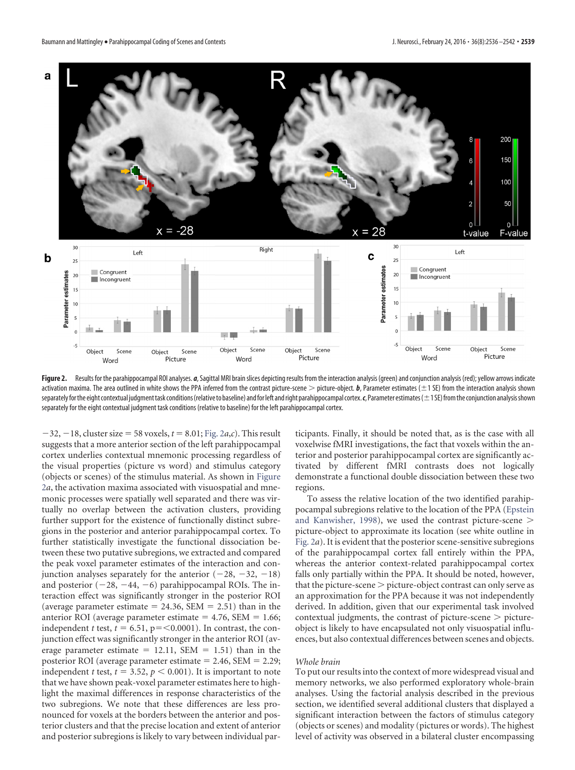**Figure 2.** Results for the parahippocampal ROI analyses. ***a***, Sagittal MRI brain slices depicting results from the interaction analysis (green) and conjunction analysis (red); yellow arrows indicate activation maxima. The area outlined in white shows the PPA inferred from the contrast picture-scene > picture-object. ***b***, Parameter estimates (±1 SE) from the interaction analysis shown separately for the eight contextual judgment task conditions (relative to baseline) and for left and right parahippocampal cortex. ***c***, Parameter estimates (±1 SE) from the conjunction analysis shown separately for the eight contextual judgment task conditions (relative to baseline) for the left parahippocampal cortex.

−32, −18, cluster size = 58 voxels, $t = 8.01$; Fig. 2*a*,*c*). This result suggests that a more anterior section of the left parahippocampal cortex underlies contextual mnemonic processing regardless of the visual properties (picture vs word) and stimulus category (objects or scenes) of the stimulus material. As shown in Figure 2*a*, the activation maxima associated with visuospatial and mnemonic processes were spatially well separated and there was virtually no overlap between the activation clusters, providing further support for the existence of functionally distinct subregions in the posterior and anterior parahippocampal cortex. To further statistically investigate the functional dissociation between these two putative subregions, we extracted and compared the peak voxel parameter estimates of the interaction and conjunction analyses separately for the anterior (−28, −32, −18) and posterior (−28, −44, −6) parahippocampal ROIs. The interaction effect was significantly stronger in the posterior ROI (average parameter estimate = 24.36, SEM = 2.51) than in the anterior ROI (average parameter estimate = 4.76, SEM = 1.66; independent *t* test, $t = 6.51$, $p = < 0.0001$). In contrast, the conjunction effect was significantly stronger in the anterior ROI (average parameter estimate = 12.11, SEM = 1.51) than in the posterior ROI (average parameter estimate = 2.46, SEM = 2.29; independent *t* test, $t = 3.52$, $p < 0.001$). It is important to note that we have shown peak-voxel parameter estimates here to highlight the maximal differences in response characteristics of the two subregions. We note that these differences are less pronounced for voxels at the borders between the anterior and posterior clusters and that the precise location and extent of anterior and posterior subregions is likely to vary between individual participants. Finally, it should be noted that, as is the case with all voxelwise fMRI investigations, the fact that voxels within the anterior and posterior parahippocampal cortex are significantly activated by different fMRI contrasts does not logically demonstrate a functional double dissociation between these two regions.

To assess the relative location of the two identified parahippocampal subregions relative to the location of the PPA (Epstein and Kanwisher, 1998), we used the contrast picture-scene > picture-object to approximate its location (see white outline in Fig. 2*a*). It is evident that the posterior scene-sensitive subregions of the parahippocampal cortex fall entirely within the PPA, whereas the anterior context-related parahippocampal cortex falls only partially within the PPA. It should be noted, however, that the picture-scene > picture-object contrast can only serve as an approximation for the PPA because it was not independently derived. In addition, given that our experimental task involved contextual judgments, the contrast of picture-scene > picture-object is likely to have encapsulated not only visuospatial influences, but also contextual differences between scenes and objects.

*Whole brain*

To put our results into the context of more widespread visual and memory networks, we also performed exploratory whole-brain analyses. Using the factorial analysis described in the previous section, we identified several additional clusters that displayed a significant interaction between the factors of stimulus category (objects or scenes) and modality (pictures or words). The highest level of activity was observed in a bilateral cluster encompassing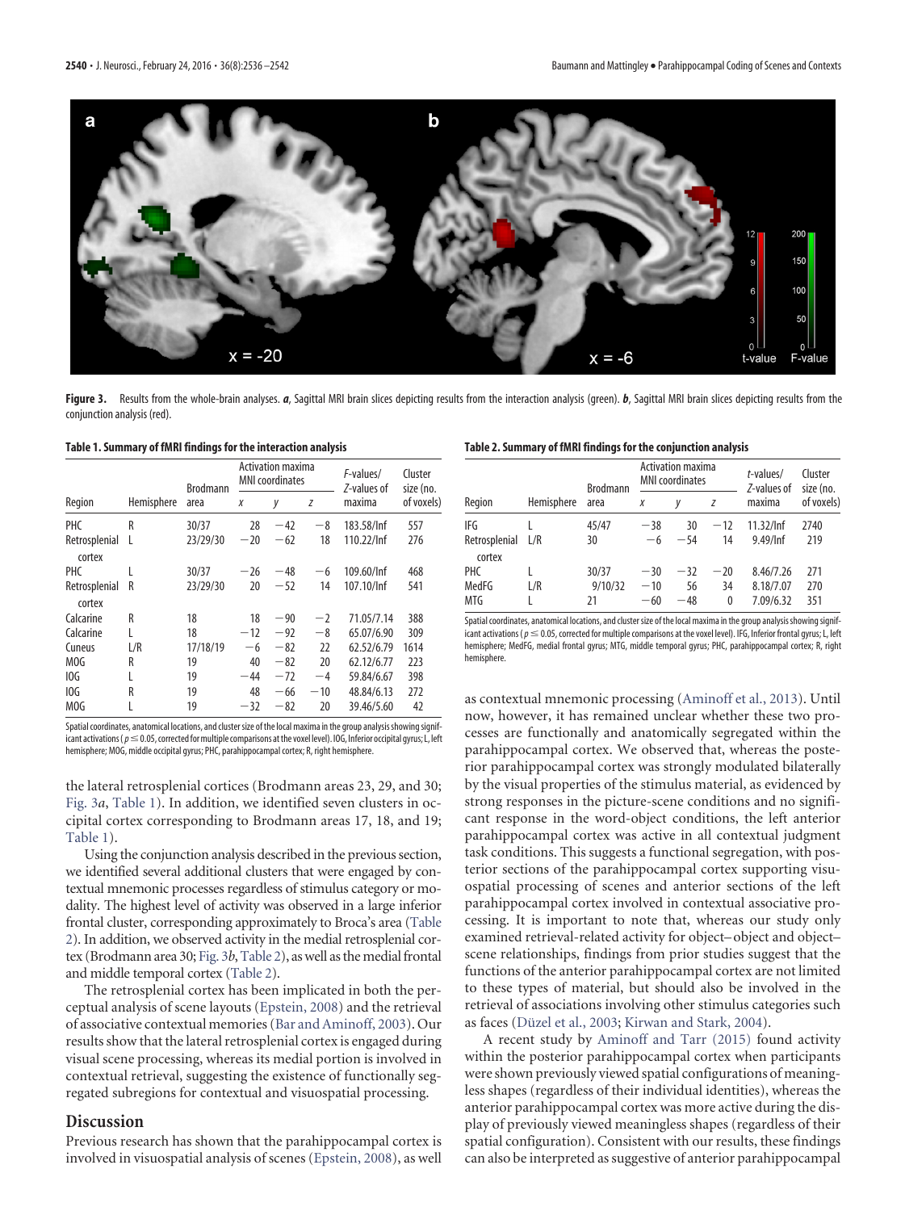**Figure 3.** Results from the whole-brain analyses. ***a***, Sagittal MRI brain slices depicting results from the interaction analysis (green). ***b***, Sagittal MRI brain slices depicting results from the conjunction analysis (red).

**Table 1. Summary of fMRI findings for the interaction analysis**

| Region | Hemisphere | Brodmann area | Activation maxima MNI coordinates | | | *F*-values/ *Z*-values of maxima | Cluster size (no. of voxels) |
|---|---|---|---|---|---|---|---|
| | | | *x* | *y* | *z* | | |
| PHC | R | 30/37 | 28 | −42 | −8 | 183.58/Inf | 557 |
| Retrosplenial cortex | L | 23/29/30 | −20 | −62 | 18 | 110.22/Inf | 276 |
| PHC | L | 30/37 | −26 | −48 | −6 | 109.60/Inf | 468 |
| Retrosplenial cortex | R | 23/29/30 | 20 | −52 | 14 | 107.10/Inf | 541 |
| Calcarine | R | 18 | 18 | −90 | −2 | 71.05/7.14 | 388 |
| Calcarine | L | 18 | −12 | −92 | −8 | 65.07/6.90 | 309 |
| Cuneus | L/R | 17/18/19 | −6 | −82 | 22 | 62.52/6.79 | 1614 |
| MOG | R | 19 | 40 | −82 | 20 | 62.12/6.77 | 223 |
| IOG | L | 19 | −44 | −72 | −4 | 59.84/6.67 | 398 |
| IOG | R | 19 | 48 | −66 | −10 | 48.84/6.13 | 272 |
| MOG | L | 19 | −32 | −82 | 20 | 39.46/5.60 | 42 |

Spatial coordinates, anatomical locations, and cluster size of the local maxima in the group analysis showing significant activations ($p \leq 0.05$, corrected for multiple comparisons at the voxel level). IOG, Inferior occipital gyrus; L, left hemisphere; MOG, middle occipital gyrus; PHC, parahippocampal cortex; R, right hemisphere.

**Table 2. Summary of fMRI findings for the conjunction analysis**

| Region | Hemisphere | Brodmann area | Activation maxima MNI coordinates | | | *t*-values/ *Z*-values of maxima | Cluster size (no. of voxels) |
|---|---|---|---|---|---|---|---|
| | | | *x* | *y* | *z* | | |
| IFG | L | 45/47 | −38 | 30 | −12 | 11.32/Inf | 2740 |
| Retrosplenial cortex | L/R | 30 | −6 | −54 | 14 | 9.49/Inf | 219 |
| PHC | L | 30/37 | −30 | −32 | −20 | 8.46/7.26 | 271 |
| MedFG | L/R | 9/10/32 | −10 | 56 | 34 | 8.18/7.07 | 270 |
| MTG | L | 21 | −60 | −48 | 0 | 7.09/6.32 | 351 |

Spatial coordinates, anatomical locations, and cluster size of the local maxima in the group analysis showing significant activations ($p \leq 0.05$, corrected for multiple comparisons at the voxel level). IFG, Inferior frontal gyrus; L, left hemisphere; MedFG, medial frontal gyrus; MTG, middle temporal gyrus; PHC, parahippocampal cortex; R, right hemisphere.

the lateral retrosplenial cortices (Brodmann areas 23, 29, and 30; Fig. 3*a*, Table 1). In addition, we identified seven clusters in occipital cortex corresponding to Brodmann areas 17, 18, and 19; Table 1).

Using the conjunction analysis described in the previous section, we identified several additional clusters that were engaged by contextual mnemonic processes regardless of stimulus category or modality. The highest level of activity was observed in a large inferior frontal cluster, corresponding approximately to Broca's area (Table 2). In addition, we observed activity in the medial retrosplenial cortex (Brodmann area 30; Fig. 3*b*, Table 2), as well as the medial frontal and middle temporal cortex (Table 2).

The retrosplenial cortex has been implicated in both the perceptual analysis of scene layouts (Epstein, 2008) and the retrieval of associative contextual memories (Bar and Aminoff, 2003). Our results show that the lateral retrosplenial cortex is engaged during visual scene processing, whereas its medial portion is involved in contextual retrieval, suggesting the existence of functionally segregated subregions for contextual and visuospatial processing.

## Discussion

Previous research has shown that the parahippocampal cortex is involved in visuospatial analysis of scenes (Epstein, 2008), as well as contextual mnemonic processing (Aminoff et al., 2013). Until now, however, it has remained unclear whether these two processes are functionally and anatomically segregated within the parahippocampal cortex. We observed that, whereas the posterior parahippocampal cortex was strongly modulated bilaterally by the visual properties of the stimulus material, as evidenced by strong responses in the picture-scene conditions and no significant response in the word-object conditions, the left anterior parahippocampal cortex was active in all contextual judgment task conditions. This suggests a functional segregation, with posterior sections of the parahippocampal cortex supporting visuospatial processing of scenes and anterior sections of the left parahippocampal cortex involved in contextual associative processing. It is important to note that, whereas our study only examined retrieval-related activity for object–object and object–scene relationships, findings from prior studies suggest that the functions of the anterior parahippocampal cortex are not limited to these types of material, but should also be involved in the retrieval of associations involving other stimulus categories such as faces (Düzel et al., 2003; Kirwan and Stark, 2004).

A recent study by Aminoff and Tarr (2015) found activity within the posterior parahippocampal cortex when participants were shown previously viewed spatial configurations of meaningless shapes (regardless of their individual identities), whereas the anterior parahippocampal cortex was more active during the display of previously viewed meaningless shapes (regardless of their spatial configuration). Consistent with our results, these findings can also be interpreted as suggestive of anterior parahippocampal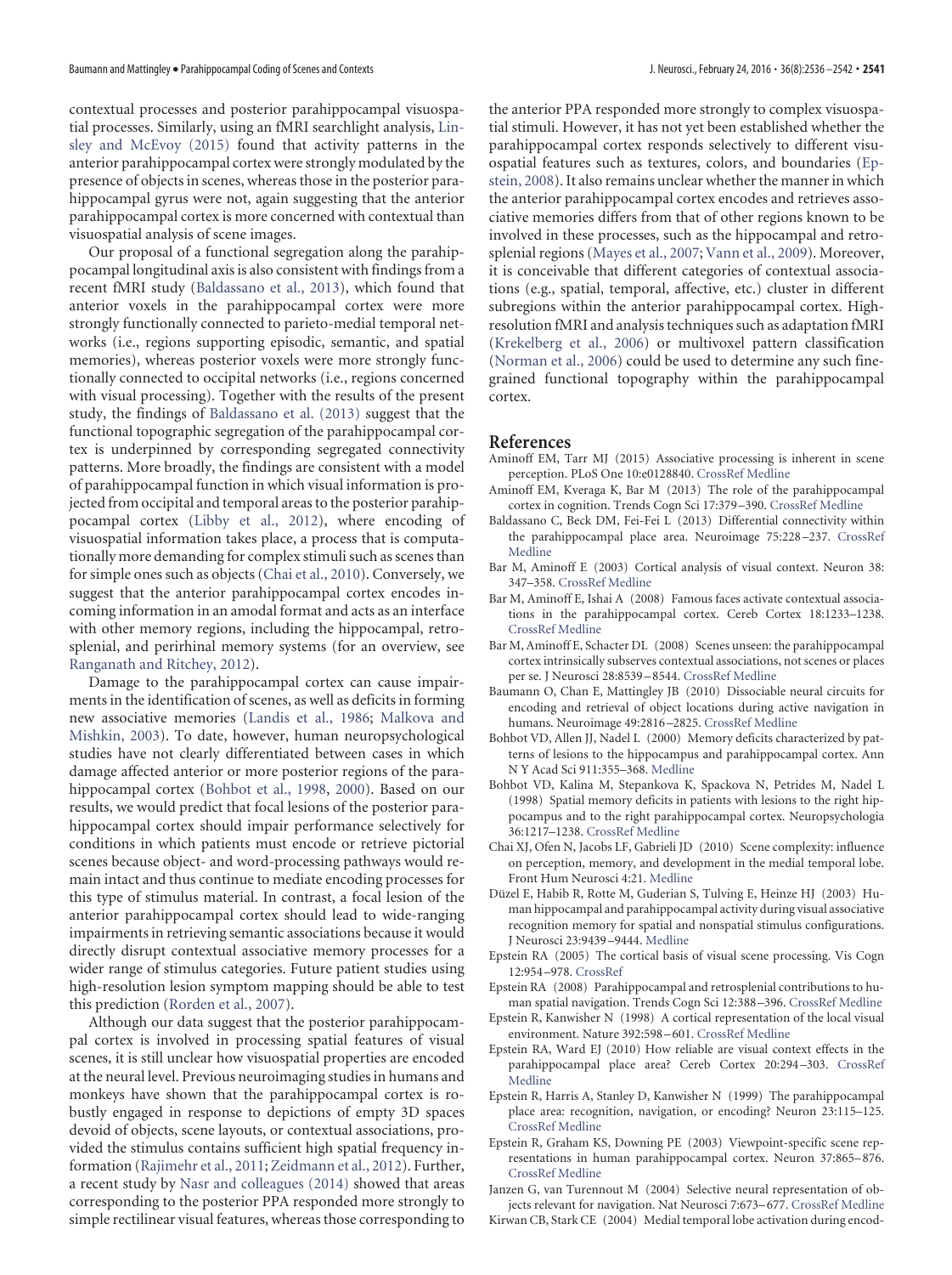contextual processes and posterior parahippocampal visuospatial processes. Similarly, using an fMRI searchlight analysis, Linsley and McEvoy (2015) found that activity patterns in the anterior parahippocampal cortex were strongly modulated by the presence of objects in scenes, whereas those in the posterior parahippocampal gyrus were not, again suggesting that the anterior parahippocampal cortex is more concerned with contextual than visuospatial analysis of scene images.

Our proposal of a functional segregation along the parahippocampal longitudinal axis is also consistent with findings from a recent fMRI study (Baldassano et al., 2013), which found that anterior voxels in the parahippocampal cortex were more strongly functionally connected to parieto-medial temporal networks (i.e., regions supporting episodic, semantic, and spatial memories), whereas posterior voxels were more strongly functionally connected to occipital networks (i.e., regions concerned with visual processing). Together with the results of the present study, the findings of Baldassano et al. (2013) suggest that the functional topographic segregation of the parahippocampal cortex is underpinned by corresponding segregated connectivity patterns. More broadly, the findings are consistent with a model of parahippocampal function in which visual information is projected from occipital and temporal areas to the posterior parahippocampal cortex (Libby et al., 2012), where encoding of visuospatial information takes place, a process that is computationally more demanding for complex stimuli such as scenes than for simple ones such as objects (Chai et al., 2010). Conversely, we suggest that the anterior parahippocampal cortex encodes incoming information in an amodal format and acts as an interface with other memory regions, including the hippocampal, retrosplenial, and perirhinal memory systems (for an overview, see Ranganath and Ritchey, 2012).

Damage to the parahippocampal cortex can cause impairments in the identification of scenes, as well as deficits in forming new associative memories (Landis et al., 1986; Malkova and Mishkin, 2003). To date, however, human neuropsychological studies have not clearly differentiated between cases in which damage affected anterior or more posterior regions of the parahippocampal cortex (Bohbot et al., 1998, 2000). Based on our results, we would predict that focal lesions of the posterior parahippocampal cortex should impair performance selectively for conditions in which patients must encode or retrieve pictorial scenes because object- and word-processing pathways would remain intact and thus continue to mediate encoding processes for this type of stimulus material. In contrast, a focal lesion of the anterior parahippocampal cortex should lead to wide-ranging impairments in retrieving semantic associations because it would directly disrupt contextual associative memory processes for a wider range of stimulus categories. Future patient studies using high-resolution lesion symptom mapping should be able to test this prediction (Rorden et al., 2007).

Although our data suggest that the posterior parahippocampal cortex is involved in processing spatial features of visual scenes, it is still unclear how visuospatial properties are encoded at the neural level. Previous neuroimaging studies in humans and monkeys have shown that the parahippocampal cortex is robustly engaged in response to depictions of empty 3D spaces devoid of objects, scene layouts, or contextual associations, provided the stimulus contains sufficient high spatial frequency information (Rajimehr et al., 2011; Zeidmann et al., 2012). Further, a recent study by Nasr and colleagues (2014) showed that areas corresponding to the posterior PPA responded more strongly to simple rectilinear visual features, whereas those corresponding to the anterior PPA responded more strongly to complex visuospatial stimuli. However, it has not yet been established whether the parahippocampal cortex responds selectively to different visuospatial features such as textures, colors, and boundaries (Epstein, 2008). It also remains unclear whether the manner in which the anterior parahippocampal cortex encodes and retrieves associative memories differs from that of other regions known to be involved in these processes, such as the hippocampal and retrosplenial regions (Mayes et al., 2007; Vann et al., 2009). Moreover, it is conceivable that different categories of contextual associations (e.g., spatial, temporal, affective, etc.) cluster in different subregions within the anterior parahippocampal cortex. High-resolution fMRI and analysis techniques such as adaptation fMRI (Krekelberg et al., 2006) or multivoxel pattern classification (Norman et al., 2006) could be used to determine any such fine-grained functional topography within the parahippocampal cortex.

## References

Aminoff EM, Tarr MJ (2015) Associative processing is inherent in scene perception. PLoS One 10:e0128840. CrossRef Medline

Aminoff EM, Kveraga K, Bar M (2013) The role of the parahippocampal cortex in cognition. Trends Cogn Sci 17:379–390. CrossRef Medline

Baldassano C, Beck DM, Fei-Fei L (2013) Differential connectivity within the parahippocampal place area. Neuroimage 75:228–237. CrossRef Medline

Bar M, Aminoff E (2003) Cortical analysis of visual context. Neuron 38: 347–358. CrossRef Medline

Bar M, Aminoff E, Ishai A (2008) Famous faces activate contextual associations in the parahippocampal cortex. Cereb Cortex 18:1233–1238. CrossRef Medline

Bar M, Aminoff E, Schacter DL (2008) Scenes unseen: the parahippocampal cortex intrinsically subserves contextual associations, not scenes or places per se. J Neurosci 28:8539–8544. CrossRef Medline

Baumann O, Chan E, Mattingley JB (2010) Dissociable neural circuits for encoding and retrieval of object locations during active navigation in humans. Neuroimage 49:2816–2825. CrossRef Medline

Bohbot VD, Allen JJ, Nadel L (2000) Memory deficits characterized by patterns of lesions to the hippocampus and parahippocampal cortex. Ann N Y Acad Sci 911:355–368. Medline

Bohbot VD, Kalina M, Stepankova K, Spackova N, Petrides M, Nadel L (1998) Spatial memory deficits in patients with lesions to the right hippocampus and to the right parahippocampal cortex. Neuropsychologia 36:1217–1238. CrossRef Medline

Chai XJ, Ofen N, Jacobs LF, Gabrieli JD (2010) Scene complexity: influence on perception, memory, and development in the medial temporal lobe. Front Hum Neurosci 4:21. Medline

Düzel E, Habib R, Rotte M, Guderian S, Tulving E, Heinze HJ (2003) Human hippocampal and parahippocampal activity during visual associative recognition memory for spatial and nonspatial stimulus configurations. J Neurosci 23:9439–9444. Medline

Epstein RA (2005) The cortical basis of visual scene processing. Vis Cogn 12:954–978. CrossRef

Epstein RA (2008) Parahippocampal and retrosplenial contributions to human spatial navigation. Trends Cogn Sci 12:388–396. CrossRef Medline

Epstein R, Kanwisher N (1998) A cortical representation of the local visual environment. Nature 392:598–601. CrossRef Medline

Epstein RA, Ward EJ (2010) How reliable are visual context effects in the parahippocampal place area? Cereb Cortex 20:294–303. CrossRef Medline

Epstein R, Harris A, Stanley D, Kanwisher N (1999) The parahippocampal place area: recognition, navigation, or encoding? Neuron 23:115–125. CrossRef Medline

Epstein R, Graham KS, Downing PE (2003) Viewpoint-specific scene representations in human parahippocampal cortex. Neuron 37:865–876. CrossRef Medline

Janzen G, van Turennout M (2004) Selective neural representation of objects relevant for navigation. Nat Neurosci 7:673–677. CrossRef Medline

Kirwan CB, Stark CE (2004) Medial temporal lobe activation during encod-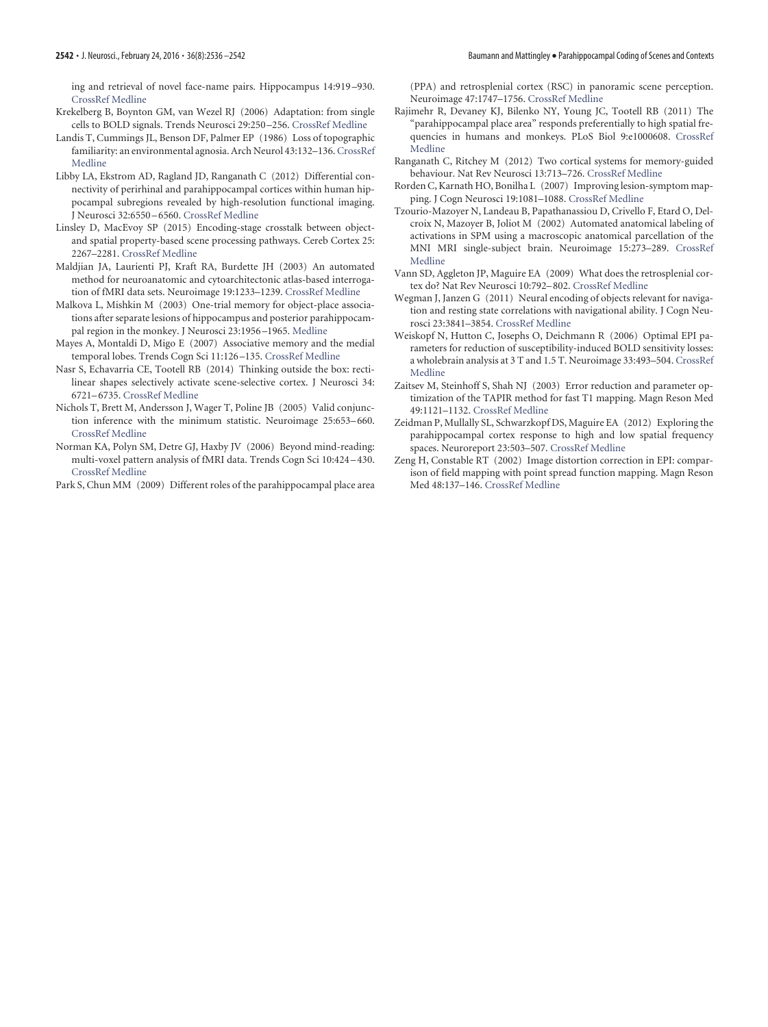ing and retrieval of novel face-name pairs. Hippocampus 14:919–930. CrossRef Medline

Krekelberg B, Boynton GM, van Wezel RJ (2006) Adaptation: from single cells to BOLD signals. Trends Neurosci 29:250–256. CrossRef Medline

Landis T, Cummings JL, Benson DF, Palmer EP (1986) Loss of topographic familiarity: an environmental agnosia. Arch Neurol 43:132–136. CrossRef Medline

Libby LA, Ekstrom AD, Ragland JD, Ranganath C (2012) Differential connectivity of perirhinal and parahippocampal cortices within human hippocampal subregions revealed by high-resolution functional imaging. J Neurosci 32:6550–6560. CrossRef Medline

Linsley D, MacEvoy SP (2015) Encoding-stage crosstalk between object- and spatial property-based scene processing pathways. Cereb Cortex 25: 2267–2281. CrossRef Medline

Maldjian JA, Laurienti PJ, Kraft RA, Burdette JH (2003) An automated method for neuroanatomic and cytoarchitectonic atlas-based interrogation of fMRI data sets. Neuroimage 19:1233–1239. CrossRef Medline

Malkova L, Mishkin M (2003) One-trial memory for object-place associations after separate lesions of hippocampus and posterior parahippocampal region in the monkey. J Neurosci 23:1956–1965. Medline

Mayes A, Montaldi D, Migo E (2007) Associative memory and the medial temporal lobes. Trends Cogn Sci 11:126–135. CrossRef Medline

Nasr S, Echavarria CE, Tootell RB (2014) Thinking outside the box: rectilinear shapes selectively activate scene-selective cortex. J Neurosci 34: 6721–6735. CrossRef Medline

Nichols T, Brett M, Andersson J, Wager T, Poline JB (2005) Valid conjunction inference with the minimum statistic. Neuroimage 25:653–660. CrossRef Medline

Norman KA, Polyn SM, Detre GJ, Haxby JV (2006) Beyond mind-reading: multi-voxel pattern analysis of fMRI data. Trends Cogn Sci 10:424–430. CrossRef Medline

Park S, Chun MM (2009) Different roles of the parahippocampal place area (PPA) and retrosplenial cortex (RSC) in panoramic scene perception. Neuroimage 47:1747–1756. CrossRef Medline

Rajimehr R, Devaney KJ, Bilenko NY, Young JC, Tootell RB (2011) The "parahippocampal place area" responds preferentially to high spatial frequencies in humans and monkeys. PLoS Biol 9:e1000608. CrossRef Medline

Ranganath C, Ritchey M (2012) Two cortical systems for memory-guided behaviour. Nat Rev Neurosci 13:713–726. CrossRef Medline

Rorden C, Karnath HO, Bonilha L (2007) Improving lesion-symptom mapping. J Cogn Neurosci 19:1081–1088. CrossRef Medline

Tzourio-Mazoyer N, Landeau B, Papathanassiou D, Crivello F, Etard O, Delcroix N, Mazoyer B, Joliot M (2002) Automated anatomical labeling of activations in SPM using a macroscopic anatomical parcellation of the MNI MRI single-subject brain. Neuroimage 15:273–289. CrossRef Medline

Vann SD, Aggleton JP, Maguire EA (2009) What does the retrosplenial cortex do? Nat Rev Neurosci 10:792–802. CrossRef Medline

Wegman J, Janzen G (2011) Neural encoding of objects relevant for navigation and resting state correlations with navigational ability. J Cogn Neurosci 23:3841–3854. CrossRef Medline

Weiskopf N, Hutton C, Josephs O, Deichmann R (2006) Optimal EPI parameters for reduction of susceptibility-induced BOLD sensitivity losses: a wholebrain analysis at 3 T and 1.5 T. Neuroimage 33:493–504. CrossRef Medline

Zaitsev M, Steinhoff S, Shah NJ (2003) Error reduction and parameter optimization of the TAPIR method for fast T1 mapping. Magn Reson Med 49:1121–1132. CrossRef Medline

Zeidman P, Mullally SL, Schwarzkopf DS, Maguire EA (2012) Exploring the parahippocampal cortex response to high and low spatial frequency spaces. Neuroreport 23:503–507. CrossRef Medline

Zeng H, Constable RT (2002) Image distortion correction in EPI: comparison of field mapping with point spread function mapping. Magn Reson Med 48:137–146. CrossRef Medline